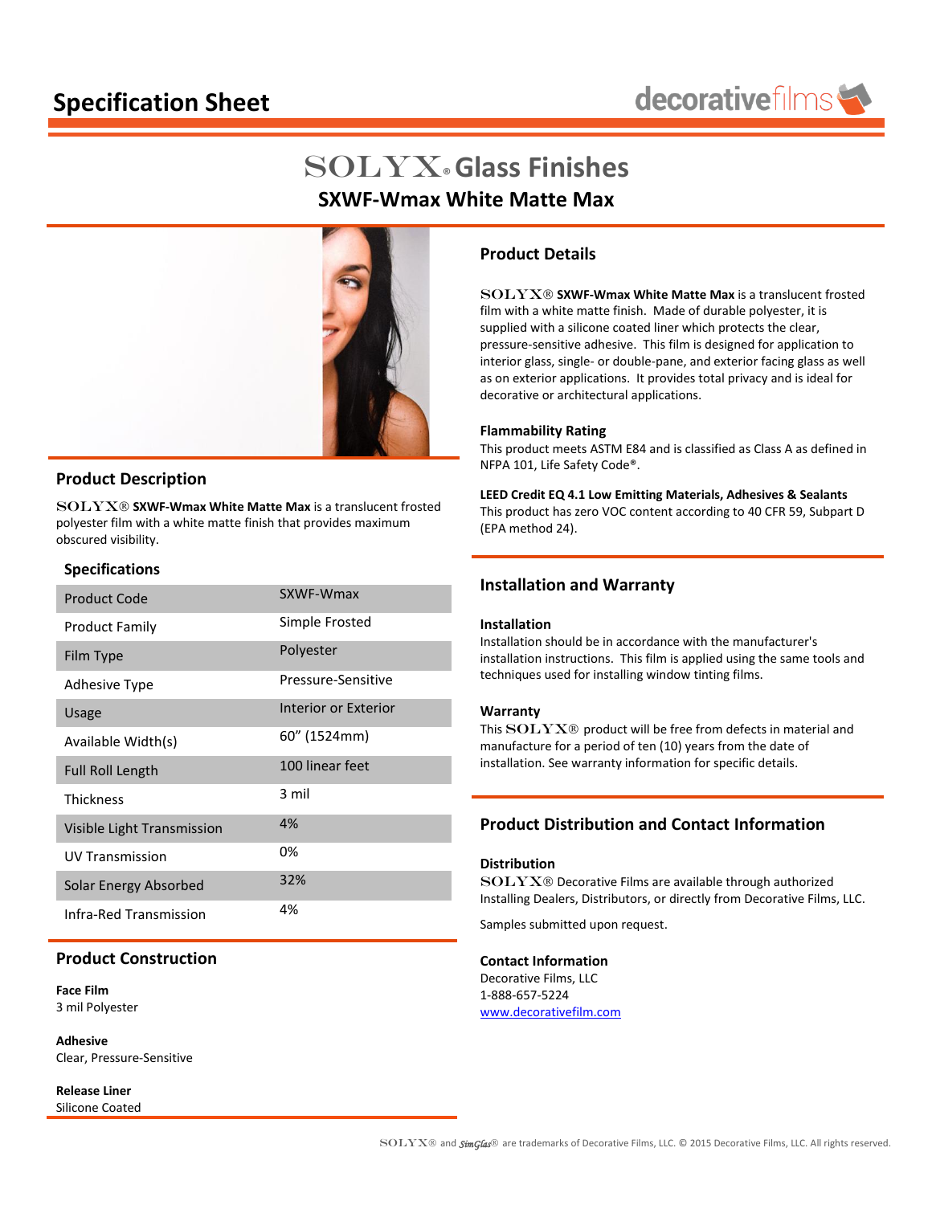# Specification Sheet

decorativefilms

# SOLYX® Glass Finishes

## SXWF-Wmax White Matte Max

## Product Description

SOLYX® **SXWF-Wmax White Matte Max** is a translucent frosted polyester film with a white matte finish that provides maximum obscured visibility.

### Specifications

| | |
|---|---|
| Product Code | SXWF-Wmax |
| Product Family | Simple Frosted |
| Film Type | Polyester |
| Adhesive Type | Pressure-Sensitive |
| Usage | Interior or Exterior |
| Available Width(s) | 60" (1524mm) |
| Full Roll Length | 100 linear feet |
| Thickness | 3 mil |
| Visible Light Transmission | 4% |
| UV Transmission | 0% |
| Solar Energy Absorbed | 32% |
| Infra-Red Transmission | 4% |

## Product Construction

**Face Film**
3 mil Polyester

**Adhesive**
Clear, Pressure-Sensitive

**Release Liner**
Silicone Coated

## Product Details

SOLYX® **SXWF-Wmax White Matte Max** is a translucent frosted film with a white matte finish. Made of durable polyester, it is supplied with a silicone coated liner which protects the clear, pressure-sensitive adhesive. This film is designed for application to interior glass, single- or double-pane, and exterior facing glass as well as on exterior applications. It provides total privacy and is ideal for decorative or architectural applications.

**Flammability Rating**
This product meets ASTM E84 and is classified as Class A as defined in NFPA 101, Life Safety Code®.

**LEED Credit EQ 4.1 Low Emitting Materials, Adhesives & Sealants**
This product has zero VOC content according to 40 CFR 59, Subpart D (EPA method 24).

## Installation and Warranty

**Installation**
Installation should be in accordance with the manufacturer's installation instructions. This film is applied using the same tools and techniques used for installing window tinting films.

**Warranty**
This SOLYX® product will be free from defects in material and manufacture for a period of ten (10) years from the date of installation. See warranty information for specific details.

## Product Distribution and Contact Information

**Distribution**
SOLYX® Decorative Films are available through authorized Installing Dealers, Distributors, or directly from Decorative Films, LLC.

Samples submitted upon request.

**Contact Information**
Decorative Films, LLC
1-888-657-5224
www.decorativefilm.com

SOLYX® and SimGlas® are trademarks of Decorative Films, LLC. © 2015 Decorative Films, LLC. All rights reserved.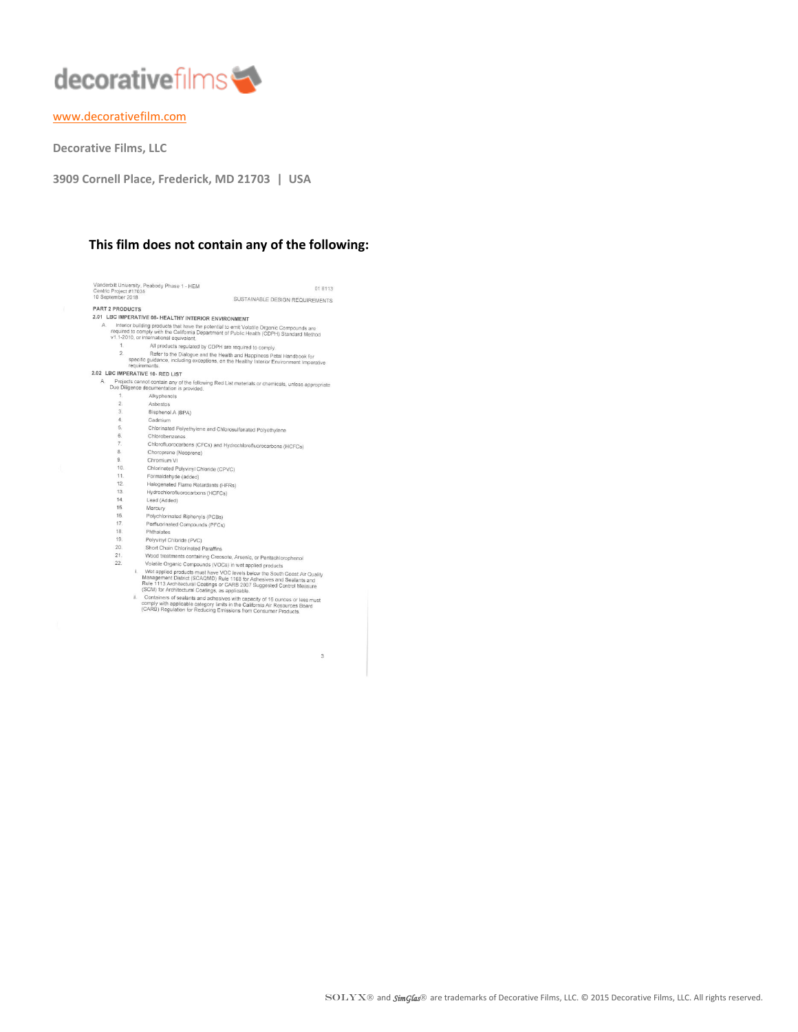decorativefilms

www.decorativefilm.com

**Decorative Films, LLC**

**3909 Cornell Place, Frederick, MD 21703 | USA**

**This film does not contain any of the following:**

Vanderbilt University, Peabody Phase 1 - HEM
Centric Project #17035
10 September 2018

01 8113

SUSTAINABLE DESIGN REQUIREMENTS

PART 2 PRODUCTS

2.01 LBC IMPERATIVE 08- HEALTHY INTERIOR ENVIRONMENT

A. Interior building products that have the potential to emit Volatile Organic Compounds are required to comply with the California Department of Public Health (CDPH) Standard Method v1.1-2010, or international equivalent.

1. All products regulated by CDPH are required to comply.
2. Refer to the Dialogue and the Health and Happiness Petal Handbook for specific guidance, including exceptions, on the Healthy Interior Environment Imperative requirements.

2.02 LBC IMPERATIVE 10- RED LIST

A. Projects cannot contain any of the following Red List materials or chemicals, unless appropriate Due Diligence documentation is provided.

1. Alkyphenols
2. Asbestos
3. Bisphenol A (BPA)
4. Cadmium
5. Chlorinated Polyethylene and Chlorosulfonated Polyethylene
6. Chlorobenzenes
7. Chlorofluorocarbons (CFCs) and Hydrochlorofluorocarbons (HCFCs)
8. Choroprene (Neoprene)
9. Chromium VI
10. Chlorinated Polyvinyl Chloride (CPVC)
11. Formaldehyde (added)
12. Halogenated Flame Retardants (HFRs)
13. Hydrochlorofluorocarbons (HCFCs)
14. Lead (Added)
15. Mercury
16. Polychlorinated Biphenyls (PCBs)
17. Perfluorinated Compounds (PFCs)
18. Phthalates
19. Polyvinyl Chloride (PVC)
20. Short Chain Chlorinated Paraffins
21. Wood treatments containing Creosote, Arsenic, or Pentachlorophenol
22. Volatile Organic Compounds (VOCs) in wet applied products
    i. Wet applied products must have VOC levels below the South Coast Air Quality Management District (SCAQMD) Rule 1168 for Adhesives and Sealants and Rule 1113 Architectural Coatings or CARB 2007 Suggested Control Measure (SCM) for Architectural Coatings, as applicable.
    ii. Containers of sealants and adhesives with capacity of 16 ounces or less must comply with applicable category limits in the California Air Resources Board (CARB) Regulation for Reducing Emissions from Consumer Products.

SOLYX® and *SimGlas*® are trademarks of Decorative Films, LLC. © 2015 Decorative Films, LLC. All rights reserved.